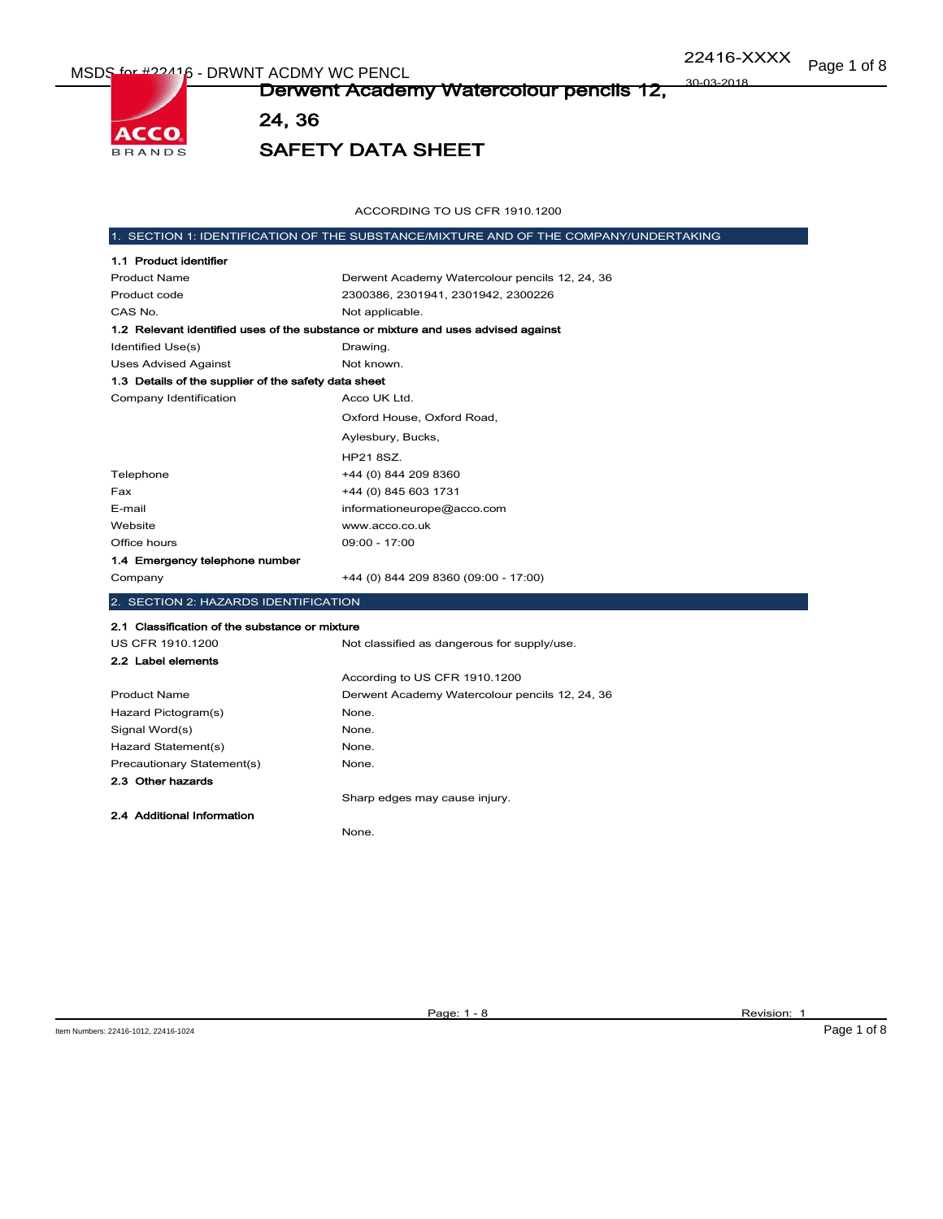# Derwent Academy Watercolour pencils 12, 24, 36

# SAFETY DATA SHEET

ACCORDING TO US CFR 1910.1200

## 1. SECTION 1: IDENTIFICATION OF THE SUBSTANCE/MIXTURE AND OF THE COMPANY/UNDERTAKING

### 1.1 Product identifier

| | |
|---|---|
| Product Name | Derwent Academy Watercolour pencils 12, 24, 36 |
| Product code | 2300386, 2301941, 2301942, 2300226 |
| CAS No. | Not applicable. |

### 1.2 Relevant identified uses of the substance or mixture and uses advised against

| | |
|---|---|
| Identified Use(s) | Drawing. |
| Uses Advised Against | Not known. |

### 1.3 Details of the supplier of the safety data sheet

| | |
|---|---|
| Company Identification | Acco UK Ltd.<br>Oxford House, Oxford Road,<br>Aylesbury, Bucks,<br>HP21 8SZ. |
| Telephone | +44 (0) 844 209 8360 |
| Fax | +44 (0) 845 603 1731 |
| E-mail | informationeurope@acco.com |
| Website | www.acco.co.uk |
| Office hours | 09:00 - 17:00 |

### 1.4 Emergency telephone number

| | |
|---|---|
| Company | +44 (0) 844 209 8360 (09:00 - 17:00) |

## 2. SECTION 2: HAZARDS IDENTIFICATION

### 2.1 Classification of the substance or mixture

| | |
|---|---|
| US CFR 1910.1200 | Not classified as dangerous for supply/use. |

### 2.2 Label elements

According to US CFR 1910.1200

| | |
|---|---|
| Product Name | Derwent Academy Watercolour pencils 12, 24, 36 |
| Hazard Pictogram(s) | None. |
| Signal Word(s) | None. |
| Hazard Statement(s) | None. |
| Precautionary Statement(s) | None. |

### 2.3 Other hazards

Sharp edges may cause injury.

### 2.4 Additional Information

None.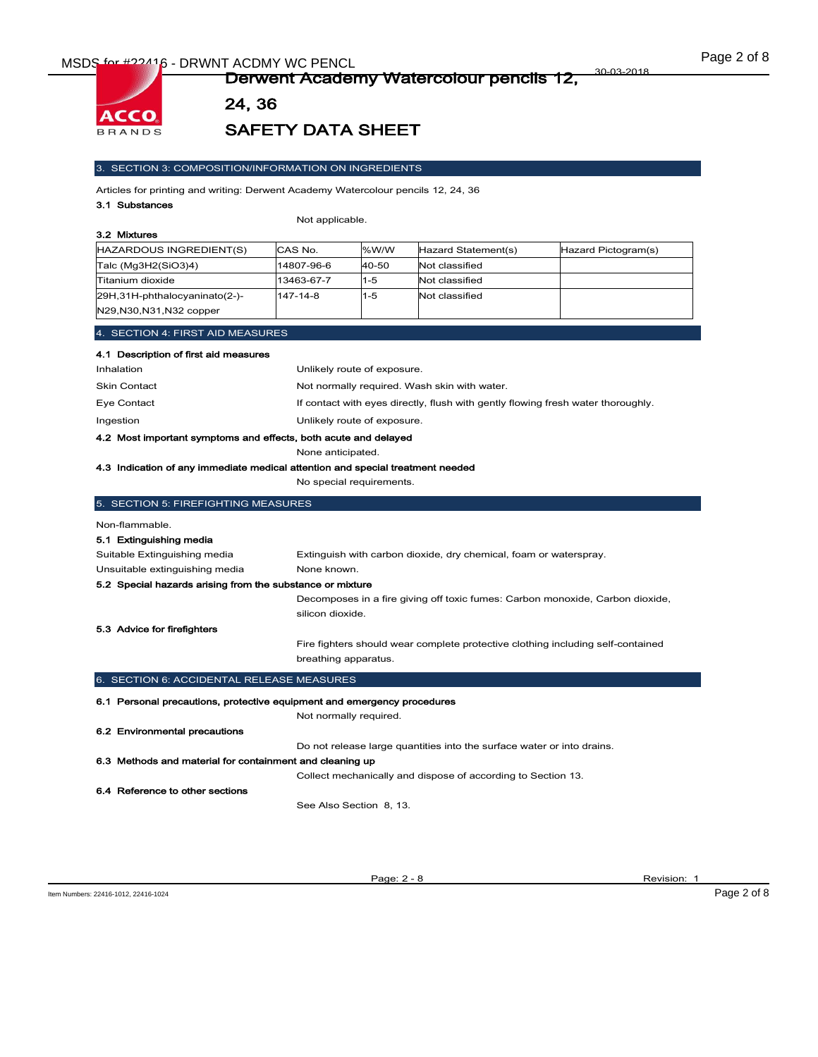## 3. SECTION 3: COMPOSITION/INFORMATION ON INGREDIENTS

Articles for printing and writing: Derwent Academy Watercolour pencils 12, 24, 36

### 3.1 Substances

Not applicable.

### 3.2 Mixtures

| HAZARDOUS INGREDIENT(S) | CAS No. | %W/W | Hazard Statement(s) | Hazard Pictogram(s) |
|---|---|---|---|---|
| Talc ($Mg_3H_2(SiO_3)_4$) | 14807-96-6 | 40-50 | Not classified | |
| Titanium dioxide | 13463-67-7 | 1-5 | Not classified | |
| 29H,31H-phthalocyaninato(2-)-N29,N30,N31,N32 copper | 147-14-8 | 1-5 | Not classified | |

## 4. SECTION 4: FIRST AID MEASURES

### 4.1 Description of first aid measures

Inhalation: Unlikely route of exposure.

Skin Contact: Not normally required. Wash skin with water.

Eye Contact: If contact with eyes directly, flush with gently flowing fresh water thoroughly.

Ingestion: Unlikely route of exposure.

### 4.2 Most important symptoms and effects, both acute and delayed

None anticipated.

### 4.3 Indication of any immediate medical attention and special treatment needed

No special requirements.

## 5. SECTION 5: FIREFIGHTING MEASURES

Non-flammable.

### 5.1 Extinguishing media

Suitable Extinguishing media: Extinguish with carbon dioxide, dry chemical, foam or waterspray.

Unsuitable extinguishing media: None known.

### 5.2 Special hazards arising from the substance or mixture

Decomposes in a fire giving off toxic fumes: Carbon monoxide, Carbon dioxide, silicon dioxide.

### 5.3 Advice for firefighters

Fire fighters should wear complete protective clothing including self-contained breathing apparatus.

## 6. SECTION 6: ACCIDENTAL RELEASE MEASURES

### 6.1 Personal precautions, protective equipment and emergency procedures

Not normally required.

### 6.2 Environmental precautions

Do not release large quantities into the surface water or into drains.

### 6.3 Methods and material for containment and cleaning up

Collect mechanically and dispose of according to Section 13.

### 6.4 Reference to other sections

See Also Section 8, 13.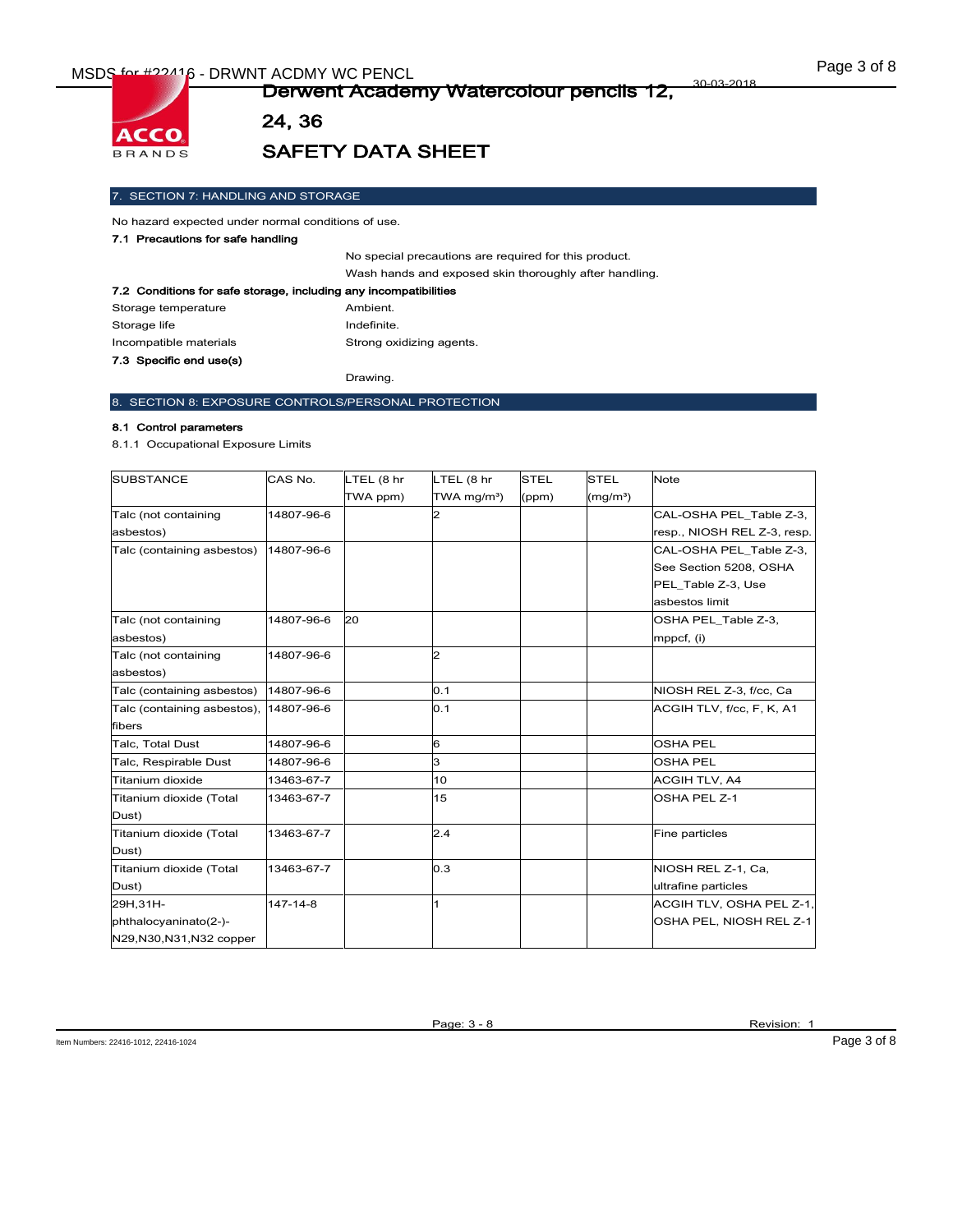# Derwent Academy Watercolour pencils 12, 24, 36

## SAFETY DATA SHEET

### 7. SECTION 7: HANDLING AND STORAGE

No hazard expected under normal conditions of use.

**7.1 Precautions for safe handling**

No special precautions are required for this product.

Wash hands and exposed skin thoroughly after handling.

**7.2 Conditions for safe storage, including any incompatibilities**

| | |
|---|---|
| Storage temperature | Ambient. |
| Storage life | Indefinite. |
| Incompatible materials | Strong oxidizing agents. |

**7.3 Specific end use(s)**

Drawing.

### 8. SECTION 8: EXPOSURE CONTROLS/PERSONAL PROTECTION

**8.1 Control parameters**

8.1.1 Occupational Exposure Limits

| SUBSTANCE | CAS No. | LTEL (8 hr TWA ppm) | LTEL (8 hr TWA mg/m³) | STEL (ppm) | STEL (mg/m³) | Note |
|---|---|---|---|---|---|---|
| Talc (not containing asbestos) | 14807-96-6 | | 2 | | | CAL-OSHA PEL_Table Z-3, resp., NIOSH REL Z-3, resp. |
| Talc (containing asbestos) | 14807-96-6 | | | | | CAL-OSHA PEL_Table Z-3, See Section 5208, OSHA PEL_Table Z-3, Use asbestos limit |
| Talc (not containing asbestos) | 14807-96-6 | 20 | | | | OSHA PEL_Table Z-3, mppcf, (i) |
| Talc (not containing asbestos) | 14807-96-6 | | 2 | | | |
| Talc (containing asbestos) | 14807-96-6 | | 0.1 | | | NIOSH REL Z-3, f/cc, Ca |
| Talc (containing asbestos), fibers | 14807-96-6 | | 0.1 | | | ACGIH TLV, f/cc, F, K, A1 |
| Talc, Total Dust | 14807-96-6 | | 6 | | | OSHA PEL |
| Talc, Respirable Dust | 14807-96-6 | | 3 | | | OSHA PEL |
| Titanium dioxide | 13463-67-7 | | 10 | | | ACGIH TLV, A4 |
| Titanium dioxide (Total Dust) | 13463-67-7 | | 15 | | | OSHA PEL Z-1 |
| Titanium dioxide (Total Dust) | 13463-67-7 | | 2.4 | | | Fine particles |
| Titanium dioxide (Total Dust) | 13463-67-7 | | 0.3 | | | NIOSH REL Z-1, Ca, ultrafine particles |
| 29H,31H-phthalocyaninato(2-)-N29,N30,N31,N32 copper | 147-14-8 | | 1 | | | ACGIH TLV, OSHA PEL Z-1, OSHA PEL, NIOSH REL Z-1 |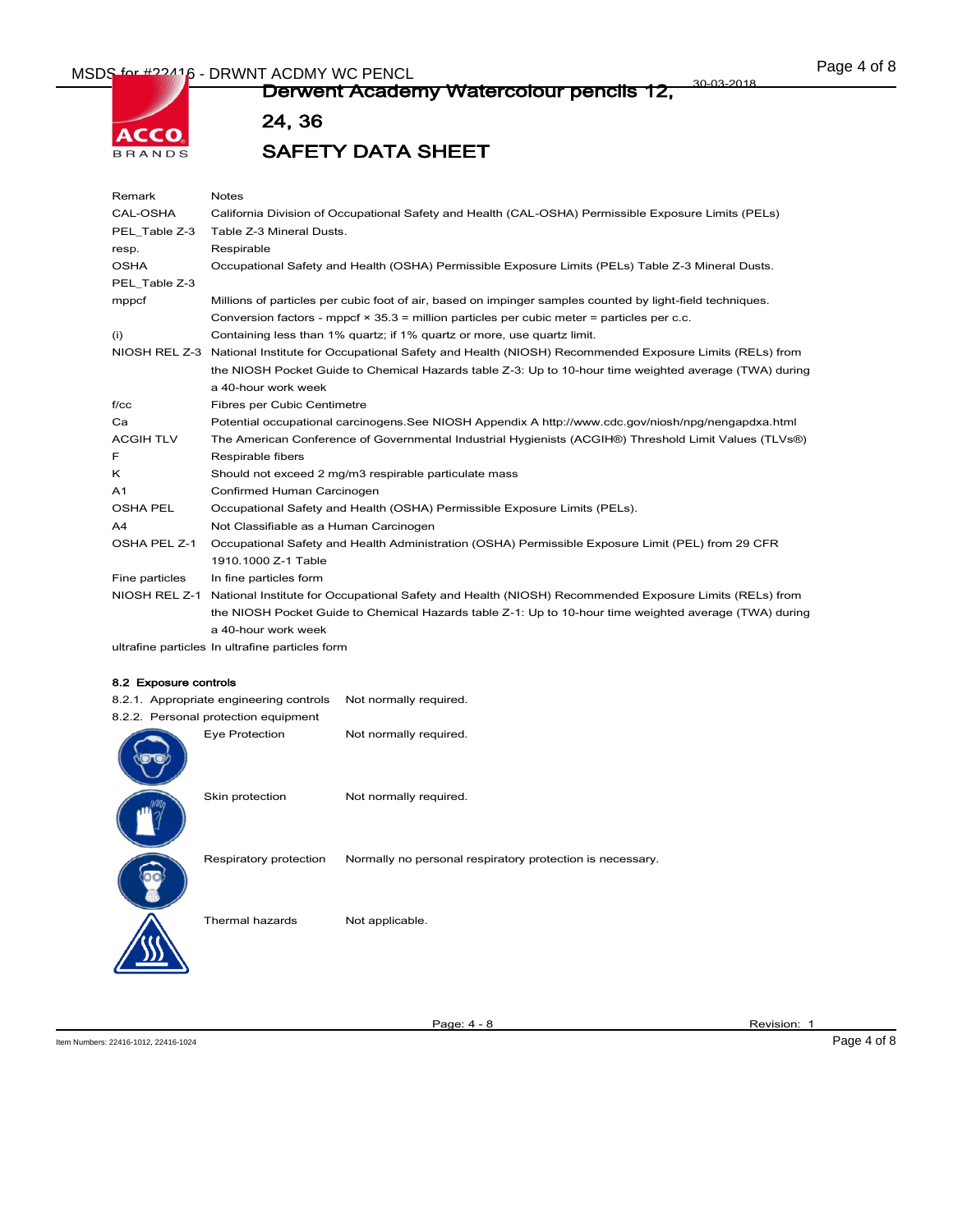| Remark | Notes |
| --- | --- |
| CAL-OSHA | California Division of Occupational Safety and Health (CAL-OSHA) Permissible Exposure Limits (PELs) |
| PEL_Table Z-3 | Table Z-3 Mineral Dusts. |
| resp. | Respirable |
| OSHA PEL_Table Z-3 | Occupational Safety and Health (OSHA) Permissible Exposure Limits (PELs) Table Z-3 Mineral Dusts. |
| mppcf | Millions of particles per cubic foot of air, based on impinger samples counted by light-field techniques. Conversion factors - mppcf × 35.3 = million particles per cubic meter = particles per c.c. |
| (i) | Containing less than 1% quartz; if 1% quartz or more, use quartz limit. |
| NIOSH REL Z-3 | National Institute for Occupational Safety and Health (NIOSH) Recommended Exposure Limits (RELs) from the NIOSH Pocket Guide to Chemical Hazards table Z-3: Up to 10-hour time weighted average (TWA) during a 40-hour work week |
| f/cc | Fibres per Cubic Centimetre |
| Ca | Potential occupational carcinogens.See NIOSH Appendix A http://www.cdc.gov/niosh/npg/nengapdxa.html |
| ACGIH TLV | The American Conference of Governmental Industrial Hygienists (ACGIH®) Threshold Limit Values (TLVs®) |
| F | Respirable fibers |
| K | Should not exceed 2 mg/m3 respirable particulate mass |
| A1 | Confirmed Human Carcinogen |
| OSHA PEL | Occupational Safety and Health (OSHA) Permissible Exposure Limits (PELs). |
| A4 | Not Classifiable as a Human Carcinogen |
| OSHA PEL Z-1 | Occupational Safety and Health Administration (OSHA) Permissible Exposure Limit (PEL) from 29 CFR 1910.1000 Z-1 Table |
| Fine particles | In fine particles form |
| NIOSH REL Z-1 | National Institute for Occupational Safety and Health (NIOSH) Recommended Exposure Limits (RELs) from the NIOSH Pocket Guide to Chemical Hazards table Z-1: Up to 10-hour time weighted average (TWA) during a 40-hour work week |
| ultrafine particles | In ultrafine particles form |

### 8.2 Exposure controls

8.2.1. Appropriate engineering controls — Not normally required.

8.2.2. Personal protection equipment

| | |
| --- | --- |
| Eye Protection | Not normally required. |
| Skin protection | Not normally required. |
| Respiratory protection | Normally no personal respiratory protection is necessary. |
| Thermal hazards | Not applicable. |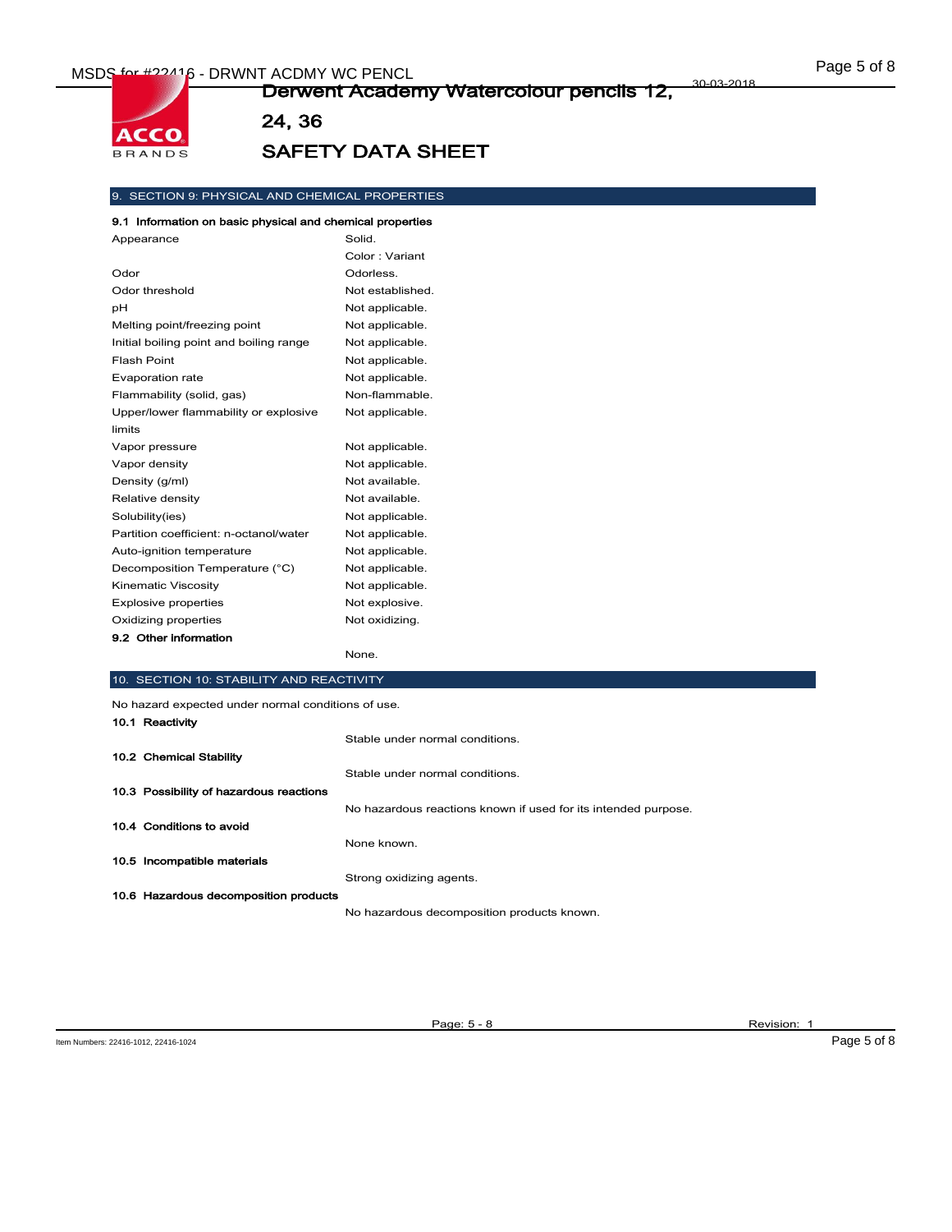## 9. SECTION 9: PHYSICAL AND CHEMICAL PROPERTIES

### 9.1 Information on basic physical and chemical properties

| | |
|---|---|
| Appearance | Solid.<br>Color : Variant |
| Odor | Odorless. |
| Odor threshold | Not established. |
| pH | Not applicable. |
| Melting point/freezing point | Not applicable. |
| Initial boiling point and boiling range | Not applicable. |
| Flash Point | Not applicable. |
| Evaporation rate | Not applicable. |
| Flammability (solid, gas) | Non-flammable. |
| Upper/lower flammability or explosive limits | Not applicable. |
| Vapor pressure | Not applicable. |
| Vapor density | Not applicable. |
| Density (g/ml) | Not available. |
| Relative density | Not available. |
| Solubility(ies) | Not applicable. |
| Partition coefficient: n-octanol/water | Not applicable. |
| Auto-ignition temperature | Not applicable. |
| Decomposition Temperature (°C) | Not applicable. |
| Kinematic Viscosity | Not applicable. |
| Explosive properties | Not explosive. |
| Oxidizing properties | Not oxidizing. |

### 9.2 Other information

None.

## 10. SECTION 10: STABILITY AND REACTIVITY

No hazard expected under normal conditions of use.

### 10.1 Reactivity

Stable under normal conditions.

### 10.2 Chemical Stability

Stable under normal conditions.

### 10.3 Possibility of hazardous reactions

No hazardous reactions known if used for its intended purpose.

### 10.4 Conditions to avoid

None known.

### 10.5 Incompatible materials

Strong oxidizing agents.

### 10.6 Hazardous decomposition products

No hazardous decomposition products known.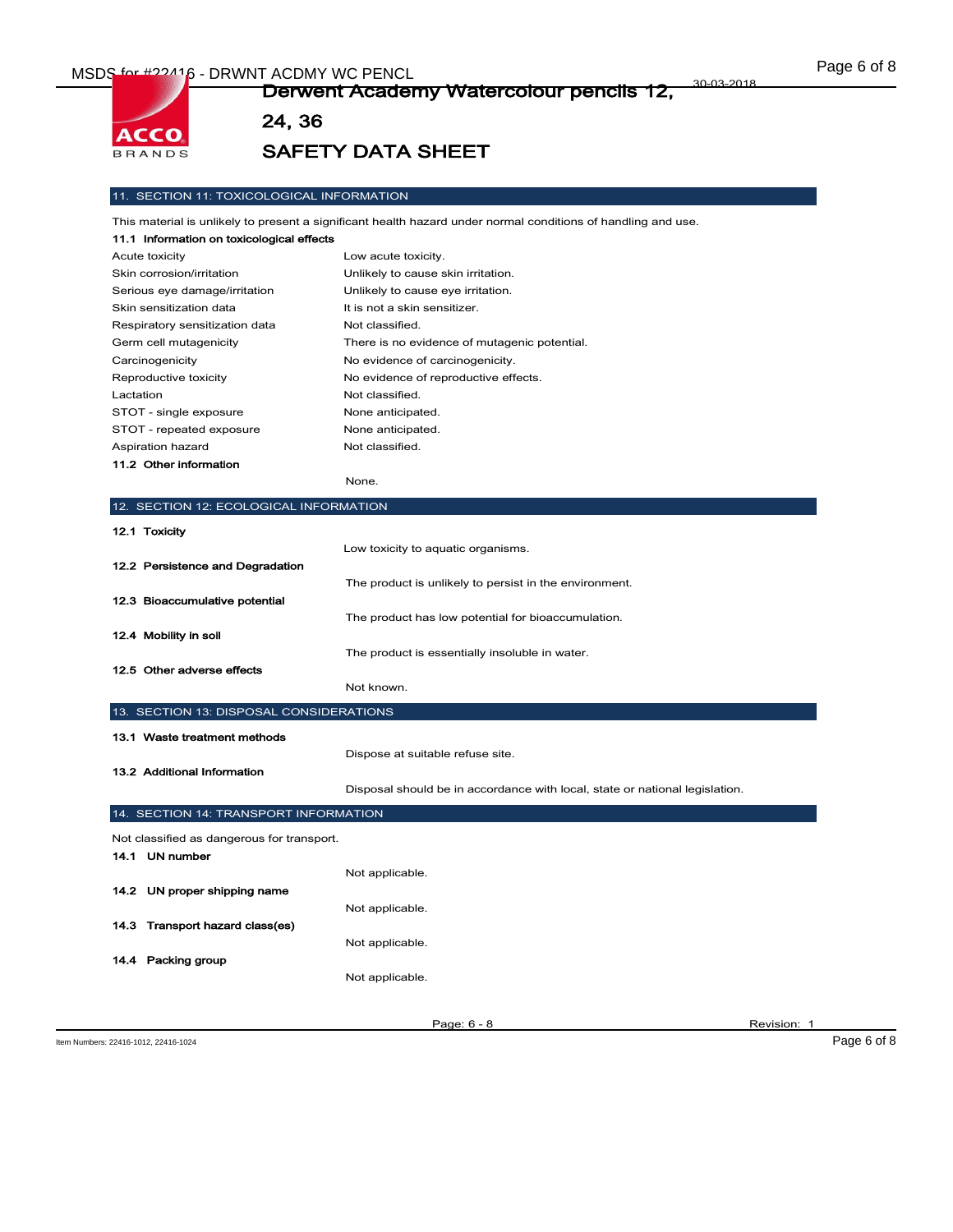## 11. SECTION 11: TOXICOLOGICAL INFORMATION

This material is unlikely to present a significant health hazard under normal conditions of handling and use.

**11.1 Information on toxicological effects**

| | |
|---|---|
| Acute toxicity | Low acute toxicity. |
| Skin corrosion/irritation | Unlikely to cause skin irritation. |
| Serious eye damage/irritation | Unlikely to cause eye irritation. |
| Skin sensitization data | It is not a skin sensitizer. |
| Respiratory sensitization data | Not classified. |
| Germ cell mutagenicity | There is no evidence of mutagenic potential. |
| Carcinogenicity | No evidence of carcinogenicity. |
| Reproductive toxicity | No evidence of reproductive effects. |
| Lactation | Not classified. |
| STOT - single exposure | None anticipated. |
| STOT - repeated exposure | None anticipated. |
| Aspiration hazard | Not classified. |

**11.2 Other information**

None.

## 12. SECTION 12: ECOLOGICAL INFORMATION

**12.1 Toxicity**

Low toxicity to aquatic organisms.

**12.2 Persistence and Degradation**

The product is unlikely to persist in the environment.

**12.3 Bioaccumulative potential**

The product has low potential for bioaccumulation.

**12.4 Mobility in soil**

The product is essentially insoluble in water.

**12.5 Other adverse effects**

Not known.

## 13. SECTION 13: DISPOSAL CONSIDERATIONS

**13.1 Waste treatment methods**

Dispose at suitable refuse site.

**13.2 Additional Information**

Disposal should be in accordance with local, state or national legislation.

## 14. SECTION 14: TRANSPORT INFORMATION

Not classified as dangerous for transport.

**14.1 UN number**

Not applicable.

**14.2 UN proper shipping name**

Not applicable.

**14.3 Transport hazard class(es)**

Not applicable.

**14.4 Packing group**

Not applicable.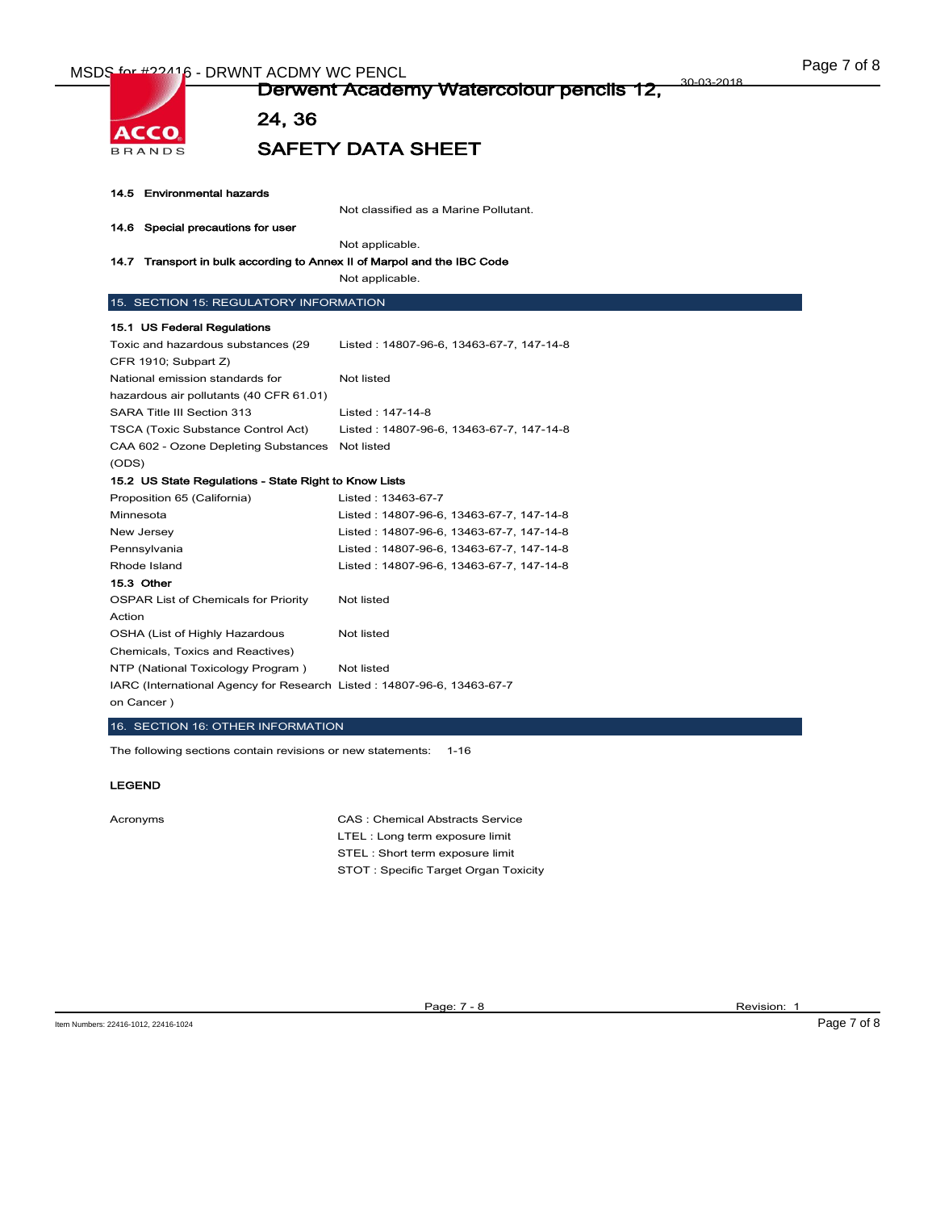#### 14.5 Environmental hazards

Not classified as a Marine Pollutant.

#### 14.6 Special precautions for user

Not applicable.

#### 14.7 Transport in bulk according to Annex II of Marpol and the IBC Code

Not applicable.

## 15. SECTION 15: REGULATORY INFORMATION

### 15.1 US Federal Regulations

| | |
|---|---|
| Toxic and hazardous substances (29 CFR 1910; Subpart Z) | Listed : 14807-96-6, 13463-67-7, 147-14-8 |
| National emission standards for hazardous air pollutants (40 CFR 61.01) | Not listed |
| SARA Title III Section 313 | Listed : 147-14-8 |
| TSCA (Toxic Substance Control Act) | Listed : 14807-96-6, 13463-67-7, 147-14-8 |
| CAA 602 - Ozone Depleting Substances (ODS) | Not listed |

### 15.2 US State Regulations - State Right to Know Lists

| | |
|---|---|
| Proposition 65 (California) | Listed : 13463-67-7 |
| Minnesota | Listed : 14807-96-6, 13463-67-7, 147-14-8 |
| New Jersey | Listed : 14807-96-6, 13463-67-7, 147-14-8 |
| Pennsylvania | Listed : 14807-96-6, 13463-67-7, 147-14-8 |
| Rhode Island | Listed : 14807-96-6, 13463-67-7, 147-14-8 |

### 15.3 Other

| | |
|---|---|
| OSPAR List of Chemicals for Priority Action | Not listed |
| OSHA (List of Highly Hazardous Chemicals, Toxics and Reactives) | Not listed |
| NTP (National Toxicology Program ) | Not listed |
| IARC (International Agency for Research on Cancer ) | Listed : 14807-96-6, 13463-67-7 |

## 16. SECTION 16: OTHER INFORMATION

The following sections contain revisions or new statements: 1-16

**LEGEND**

Acronyms

- CAS : Chemical Abstracts Service
- LTEL : Long term exposure limit
- STEL : Short term exposure limit
- STOT : Specific Target Organ Toxicity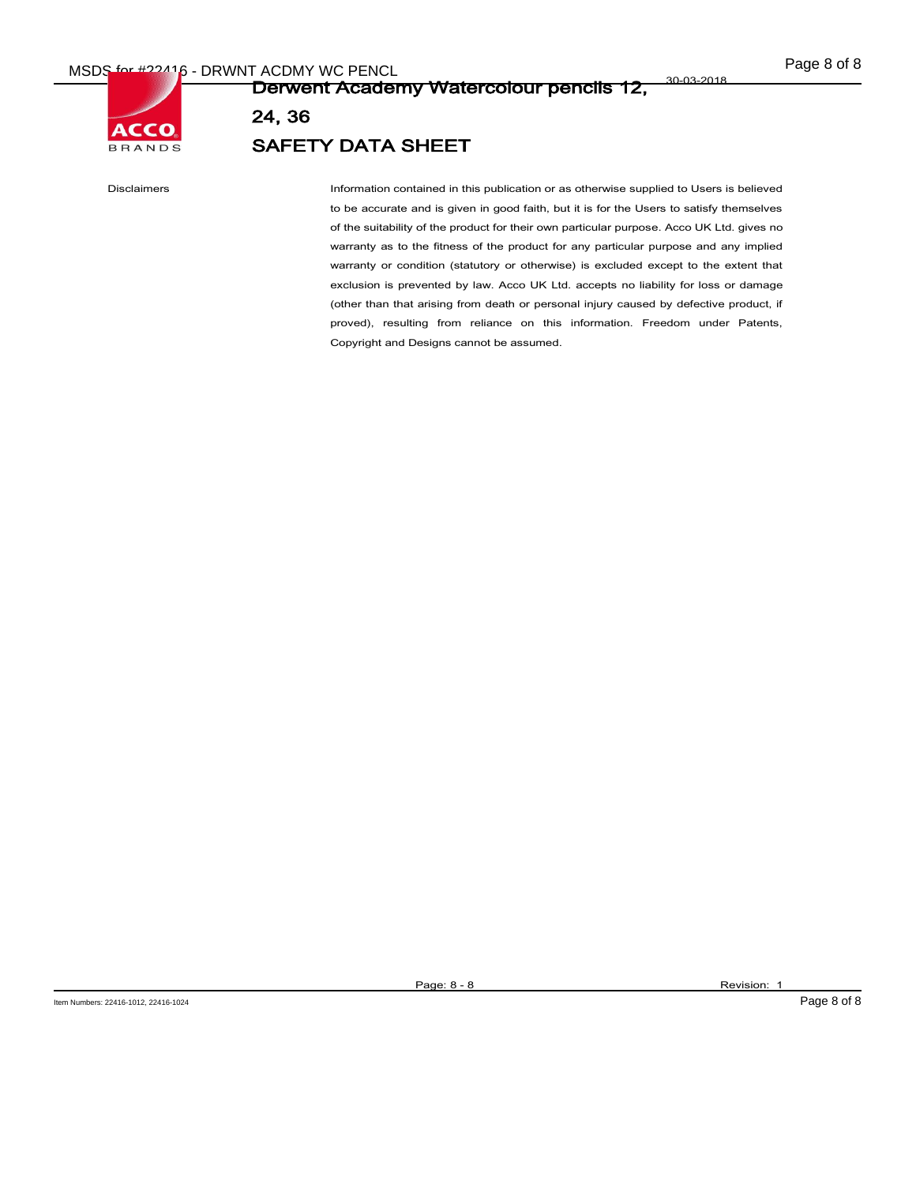Disclaimers

Information contained in this publication or as otherwise supplied to Users is believed to be accurate and is given in good faith, but it is for the Users to satisfy themselves of the suitability of the product for their own particular purpose. Acco UK Ltd. gives no warranty as to the fitness of the product for any particular purpose and any implied warranty or condition (statutory or otherwise) is excluded except to the extent that exclusion is prevented by law. Acco UK Ltd. accepts no liability for loss or damage (other than that arising from death or personal injury caused by defective product, if proved), resulting from reliance on this information. Freedom under Patents, Copyright and Designs cannot be assumed.